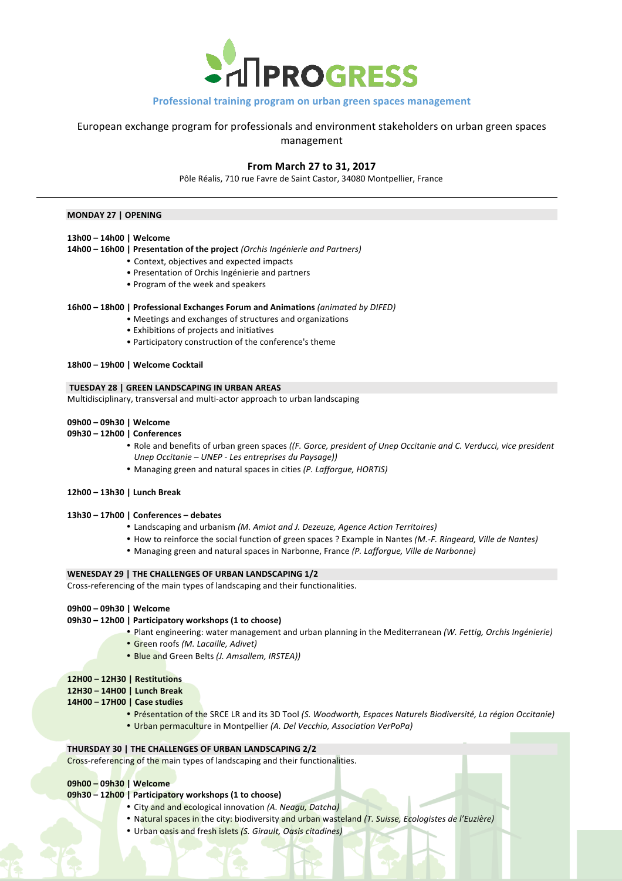# PROGRESS

**Professional training program on urban green spaces management**

European exchange program for professionals and environment stakeholders on urban green spaces management

**From March 27 to 31, 2017**

Pôle Réalis, 710 rue Favre de Saint Castor, 34080 Montpellier, France

---

## MONDAY 27 | OPENING

**13h00 – 14h00 | Welcome**

**14h00 – 16h00 | Presentation of the project** *(Orchis Ingénierie and Partners)*

- Context, objectives and expected impacts
- Presentation of Orchis Ingénierie and partners
- Program of the week and speakers

**16h00 – 18h00 | Professional Exchanges Forum and Animations** *(animated by DIFED)*

- Meetings and exchanges of structures and organizations
- Exhibitions of projects and initiatives
- Participatory construction of the conference's theme

**18h00 – 19h00 | Welcome Cocktail**

## TUESDAY 28 | GREEN LANDSCAPING IN URBAN AREAS

Multidisciplinary, transversal and multi-actor approach to urban landscaping

**09h00 – 09h30 | Welcome**

**09h30 – 12h00 | Conferences**

- Role and benefits of urban green spaces *((F. Gorce, president of Unep Occitanie and C. Verducci, vice president Unep Occitanie – UNEP - Les entreprises du Paysage))*
- Managing green and natural spaces in cities *(P. Lafforgue, HORTIS)*

**12h00 – 13h30 | Lunch Break**

**13h30 – 17h00 | Conferences – debates**

- Landscaping and urbanism *(M. Amiot and J. Dezeuze, Agence Action Territoires)*
- How to reinforce the social function of green spaces ? Example in Nantes *(M.-F. Ringeard, Ville de Nantes)*
- Managing green and natural spaces in Narbonne, France *(P. Lafforgue, Ville de Narbonne)*

## WENESDAY 29 | THE CHALLENGES OF URBAN LANDSCAPING 1/2

Cross-referencing of the main types of landscaping and their functionalities.

**09h00 – 09h30 | Welcome**

**09h30 – 12h00 | Participatory workshops (1 to choose)**

- Plant engineering: water management and urban planning in the Mediterranean *(W. Fettig, Orchis Ingénierie)*
- Green roofs *(M. Lacaille, Adivet)*
- Blue and Green Belts *(J. Amsallem, IRSTEA))*

**12H00 – 12H30 | Restitutions**

**12H30 – 14H00 | Lunch Break**

**14H00 – 17H00 | Case studies**

- Présentation of the SRCE LR and its 3D Tool *(S. Woodworth, Espaces Naturels Biodiversité, La région Occitanie)*
- Urban permaculture in Montpellier *(A. Del Vecchio, Association VerPoPa)*

## THURSDAY 30 | THE CHALLENGES OF URBAN LANDSCAPING 2/2

Cross-referencing of the main types of landscaping and their functionalities.

**09h00 – 09h30 | Welcome**

**09h30 – 12h00 | Participatory workshops (1 to choose)**

- City and ecological innovation *(A. Neagu, Datcha)*
- Natural spaces in the city: biodiversity and urban wasteland *(T. Suisse, Ecologistes de l'Euzière)*
- Urban oasis and fresh islets *(S. Girault, Oasis citadines)*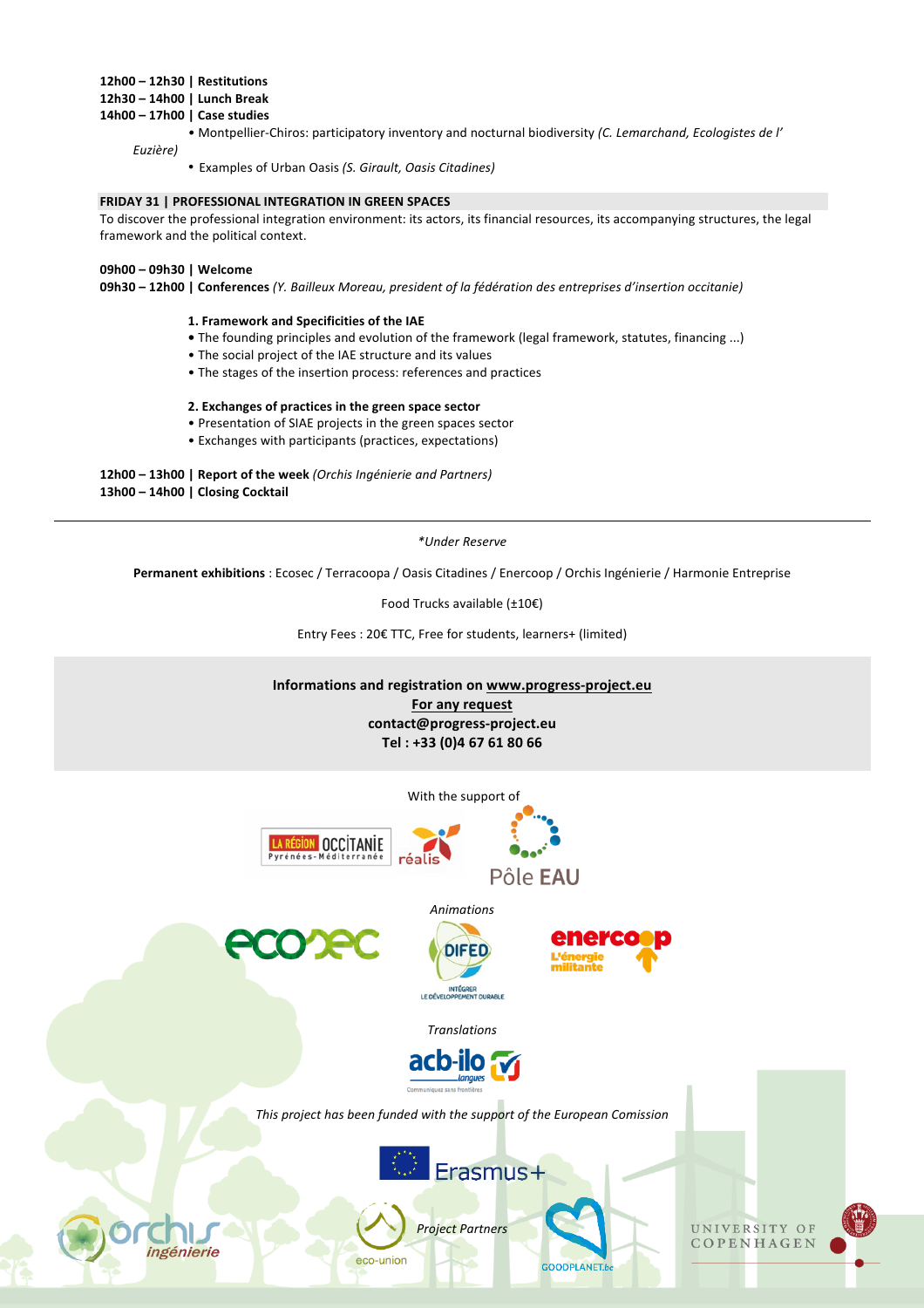**12h00 – 12h30 | Restitutions**
**12h30 – 14h00 | Lunch Break**
**14h00 – 17h00 | Case studies**

- Montpellier-Chiros: participatory inventory and nocturnal biodiversity *(C. Lemarchand, Ecologistes de l' Euzière)*
- Examples of Urban Oasis *(S. Girault, Oasis Citadines)*

## FRIDAY 31 | PROFESSIONAL INTEGRATION IN GREEN SPACES

To discover the professional integration environment: its actors, its financial resources, its accompanying structures, the legal framework and the political context.

**09h00 – 09h30 | Welcome**
**09h30 – 12h00 | Conferences** *(Y. Bailleux Moreau, president of la fédération des entreprises d'insertion occitanie)*

**1. Framework and Specificities of the IAE**

- The founding principles and evolution of the framework (legal framework, statutes, financing ...)
- The social project of the IAE structure and its values
- The stages of the insertion process: references and practices

**2. Exchanges of practices in the green space sector**

- Presentation of SIAE projects in the green spaces sector
- Exchanges with participants (practices, expectations)

**12h00 – 13h00 | Report of the week** *(Orchis Ingénierie and Partners)*
**13h00 – 14h00 | Closing Cocktail**

---

*\*Under Reserve*

**Permanent exhibitions** : Ecosec / Terracoopa / Oasis Citadines / Enercoop / Orchis Ingénierie / Harmonie Entreprise

Food Trucks available (±10€)

Entry Fees : 20€ TTC, Free for students, learners+ (limited)

**Informations and registration on www.progress-project.eu**
**For any request**
**contact@progress-project.eu**
**Tel : +33 (0)4 67 61 80 66**

With the support of

*Animations*

*Translations*

*This project has been funded with the support of the European Comission*

*Project Partners*